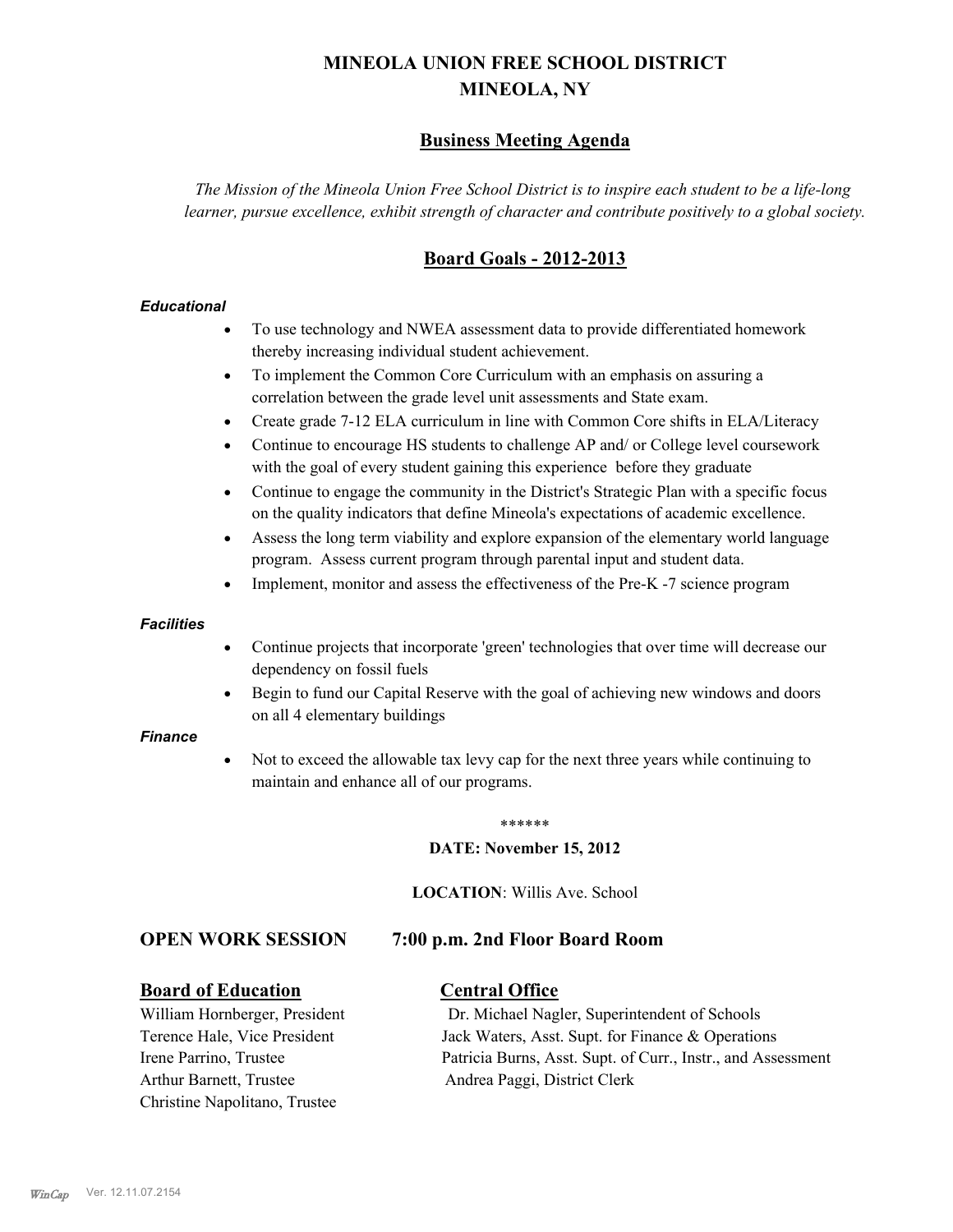# MINEOLA UNION FREE SCHOOL DISTRICT
# MINEOLA, NY

## Business Meeting Agenda

*The Mission of the Mineola Union Free School District is to inspire each student to be a life-long learner, pursue excellence, exhibit strength of character and contribute positively to a global society.*

## Board Goals - 2012-2013

***Educational***

- To use technology and NWEA assessment data to provide differentiated homework thereby increasing individual student achievement.
- To implement the Common Core Curriculum with an emphasis on assuring a correlation between the grade level unit assessments and State exam.
- Create grade 7-12 ELA curriculum in line with Common Core shifts in ELA/Literacy
- Continue to encourage HS students to challenge AP and/ or College level coursework with the goal of every student gaining this experience before they graduate
- Continue to engage the community in the District's Strategic Plan with a specific focus on the quality indicators that define Mineola's expectations of academic excellence.
- Assess the long term viability and explore expansion of the elementary world language program. Assess current program through parental input and student data.
- Implement, monitor and assess the effectiveness of the Pre-K -7 science program

***Facilities***

- Continue projects that incorporate 'green' technologies that over time will decrease our dependency on fossil fuels
- Begin to fund our Capital Reserve with the goal of achieving new windows and doors on all 4 elementary buildings

***Finance***

- Not to exceed the allowable tax levy cap for the next three years while continuing to maintain and enhance all of our programs.

******

**DATE: November 15, 2012**

**LOCATION**: Willis Ave. School

### OPEN WORK SESSION 7:00 p.m. 2nd Floor Board Room

**Board of Education**

William Hornberger, President
Terence Hale, Vice President
Irene Parrino, Trustee
Arthur Barnett, Trustee
Christine Napolitano, Trustee

**Central Office**

Dr. Michael Nagler, Superintendent of Schools
Jack Waters, Asst. Supt. for Finance & Operations
Patricia Burns, Asst. Supt. of Curr., Instr., and Assessment
Andrea Paggi, District Clerk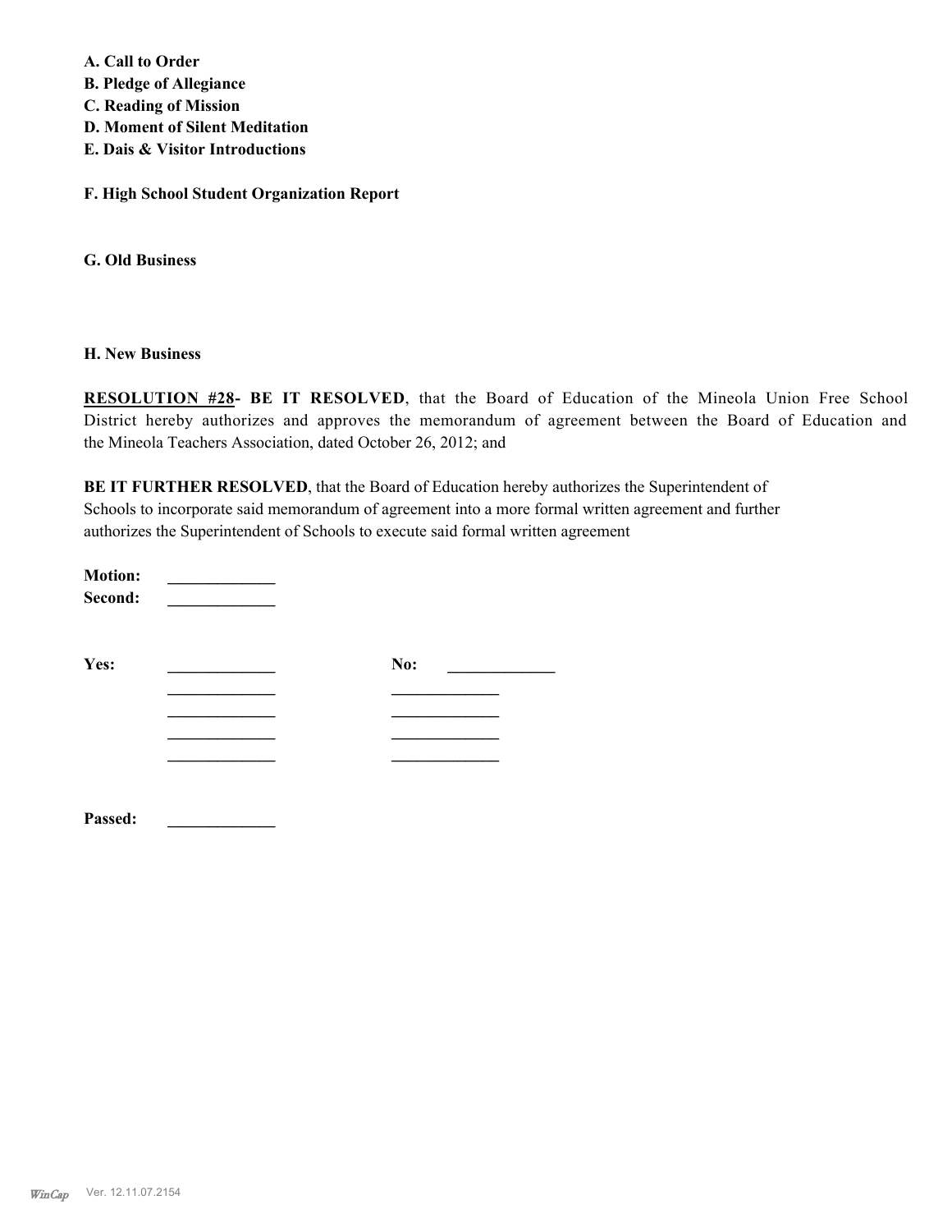**A. Call to Order**
**B. Pledge of Allegiance**
**C. Reading of Mission**
**D. Moment of Silent Meditation**
**E. Dais & Visitor Introductions**

**F. High School Student Organization Report**

**G. Old Business**

**H. New Business**

**RESOLUTION #28- BE IT RESOLVED**, that the Board of Education of the Mineola Union Free School District hereby authorizes and approves the memorandum of agreement between the Board of Education and the Mineola Teachers Association, dated October 26, 2012; and

**BE IT FURTHER RESOLVED**, that the Board of Education hereby authorizes the Superintendent of Schools to incorporate said memorandum of agreement into a more formal written agreement and further authorizes the Superintendent of Schools to execute said formal written agreement

**Motion:** _____________
**Second:** _____________

**Yes:** _____________ **No:** _____________
_____________ _____________
_____________ _____________
_____________ _____________
_____________ _____________

**Passed:** _____________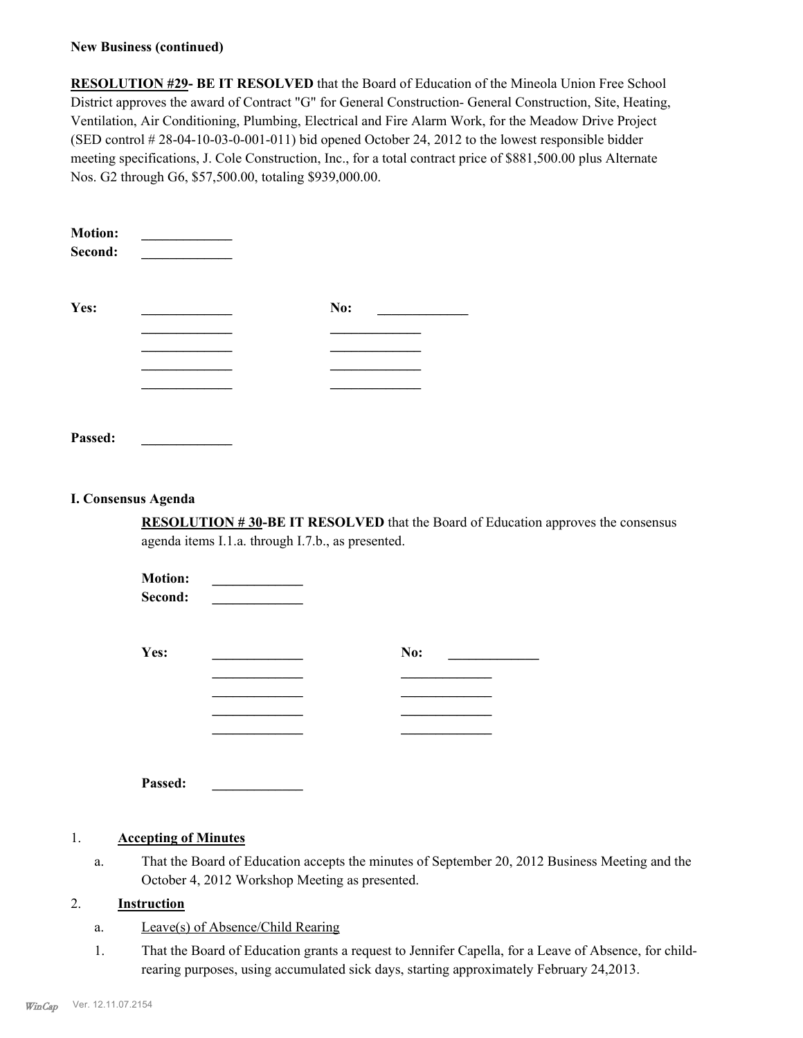**New Business (continued)**

**RESOLUTION #29- BE IT RESOLVED** that the Board of Education of the Mineola Union Free School District approves the award of Contract "G" for General Construction- General Construction, Site, Heating, Ventilation, Air Conditioning, Plumbing, Electrical and Fire Alarm Work, for the Meadow Drive Project (SED control # 28-04-10-03-0-001-011) bid opened October 24, 2012 to the lowest responsible bidder meeting specifications, J. Cole Construction, Inc., for a total contract price of $881,500.00 plus Alternate Nos. G2 through G6, $57,500.00, totaling $939,000.00.

**Motion:** _____________
**Second:** _____________

**Yes:** _____________ **No:** _____________
_____________ _____________
_____________ _____________
_____________ _____________
_____________ _____________

**Passed:** _____________

**I. Consensus Agenda**

**RESOLUTION # 30-BE IT RESOLVED** that the Board of Education approves the consensus agenda items I.1.a. through I.7.b., as presented.

**Motion:** _____________
**Second:** _____________

**Yes:** _____________ **No:** _____________
_____________ _____________
_____________ _____________
_____________ _____________
_____________ _____________

**Passed:** _____________

1. **Accepting of Minutes**

a. That the Board of Education accepts the minutes of September 20, 2012 Business Meeting and the October 4, 2012 Workshop Meeting as presented.

2. **Instruction**

a. Leave(s) of Absence/Child Rearing

1. That the Board of Education grants a request to Jennifer Capella, for a Leave of Absence, for child-rearing purposes, using accumulated sick days, starting approximately February 24,2013.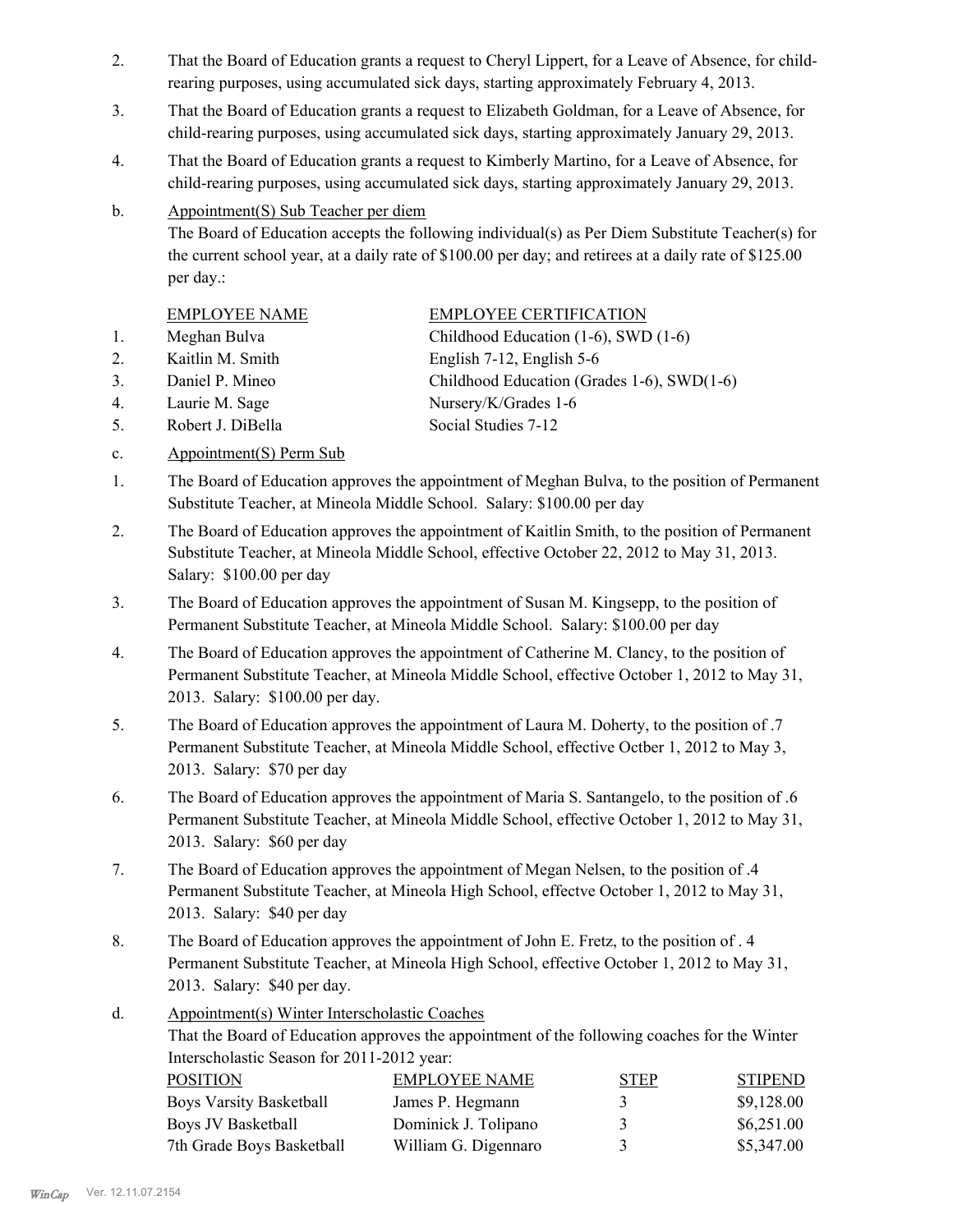2. That the Board of Education grants a request to Cheryl Lippert, for a Leave of Absence, for child-rearing purposes, using accumulated sick days, starting approximately February 4, 2013.

3. That the Board of Education grants a request to Elizabeth Goldman, for a Leave of Absence, for child-rearing purposes, using accumulated sick days, starting approximately January 29, 2013.

4. That the Board of Education grants a request to Kimberly Martino, for a Leave of Absence, for child-rearing purposes, using accumulated sick days, starting approximately January 29, 2013.

b. Appointment(S) Sub Teacher per diem

The Board of Education accepts the following individual(s) as Per Diem Substitute Teacher(s) for the current school year, at a daily rate of $100.00 per day; and retirees at a daily rate of $125.00 per day.:

| | EMPLOYEE NAME | EMPLOYEE CERTIFICATION |
|---|---|---|
| 1. | Meghan Bulva | Childhood Education (1-6), SWD (1-6) |
| 2. | Kaitlin M. Smith | English 7-12, English 5-6 |
| 3. | Daniel P. Mineo | Childhood Education (Grades 1-6), SWD(1-6) |
| 4. | Laurie M. Sage | Nursery/K/Grades 1-6 |
| 5. | Robert J. DiBella | Social Studies 7-12 |

c. Appointment(S) Perm Sub

1. The Board of Education approves the appointment of Meghan Bulva, to the position of Permanent Substitute Teacher, at Mineola Middle School. Salary: $100.00 per day

2. The Board of Education approves the appointment of Kaitlin Smith, to the position of Permanent Substitute Teacher, at Mineola Middle School, effective October 22, 2012 to May 31, 2013. Salary: $100.00 per day

3. The Board of Education approves the appointment of Susan M. Kingsepp, to the position of Permanent Substitute Teacher, at Mineola Middle School. Salary: $100.00 per day

4. The Board of Education approves the appointment of Catherine M. Clancy, to the position of Permanent Substitute Teacher, at Mineola Middle School, effective October 1, 2012 to May 31, 2013. Salary: $100.00 per day.

5. The Board of Education approves the appointment of Laura M. Doherty, to the position of .7 Permanent Substitute Teacher, at Mineola Middle School, effective Octber 1, 2012 to May 3, 2013. Salary: $70 per day

6. The Board of Education approves the appointment of Maria S. Santangelo, to the position of .6 Permanent Substitute Teacher, at Mineola Middle School, effective October 1, 2012 to May 31, 2013. Salary: $60 per day

7. The Board of Education approves the appointment of Megan Nelsen, to the position of .4 Permanent Substitute Teacher, at Mineola High School, effectve October 1, 2012 to May 31, 2013. Salary: $40 per day

8. The Board of Education approves the appointment of John E. Fretz, to the position of . 4 Permanent Substitute Teacher, at Mineola High School, effective October 1, 2012 to May 31, 2013. Salary: $40 per day.

d. Appointment(s) Winter Interscholastic Coaches

That the Board of Education approves the appointment of the following coaches for the Winter Interscholastic Season for 2011-2012 year:

| POSITION | EMPLOYEE NAME | STEP | STIPEND |
|---|---|---|---|
| Boys Varsity Basketball | James P. Hegmann | 3 | $9,128.00 |
| Boys JV Basketball | Dominick J. Tolipano | 3 | $6,251.00 |
| 7th Grade Boys Basketball | William G. Digennaro | 3 | $5,347.00 |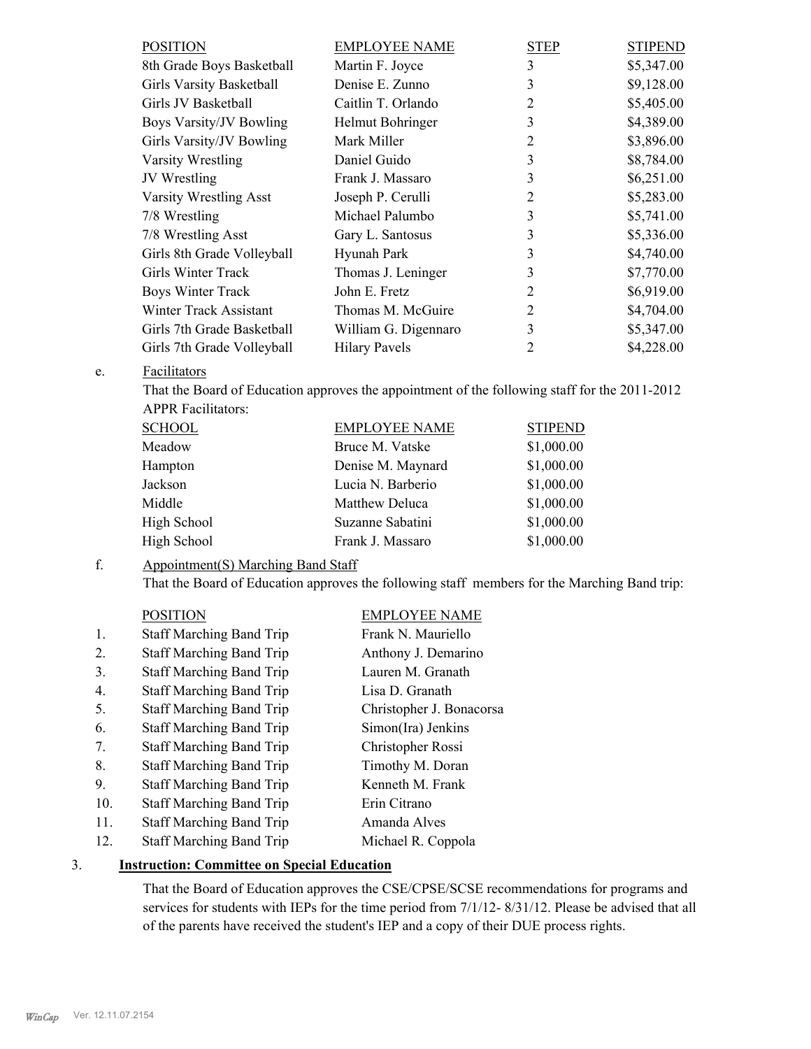| POSITION | EMPLOYEE NAME | STEP | STIPEND |
|---|---|---|---|
| 8th Grade Boys Basketball | Martin F. Joyce | 3 | $5,347.00 |
| Girls Varsity Basketball | Denise E. Zunno | 3 | $9,128.00 |
| Girls JV Basketball | Caitlin T. Orlando | 2 | $5,405.00 |
| Boys Varsity/JV Bowling | Helmut Bohringer | 3 | $4,389.00 |
| Girls Varsity/JV Bowling | Mark Miller | 2 | $3,896.00 |
| Varsity Wrestling | Daniel Guido | 3 | $8,784.00 |
| JV Wrestling | Frank J. Massaro | 3 | $6,251.00 |
| Varsity Wrestling Asst | Joseph P. Cerulli | 2 | $5,283.00 |
| 7/8 Wrestling | Michael Palumbo | 3 | $5,741.00 |
| 7/8 Wrestling Asst | Gary L. Santosus | 3 | $5,336.00 |
| Girls 8th Grade Volleyball | Hyunah Park | 3 | $4,740.00 |
| Girls Winter Track | Thomas J. Leninger | 3 | $7,770.00 |
| Boys Winter Track | John E. Fretz | 2 | $6,919.00 |
| Winter Track Assistant | Thomas M. McGuire | 2 | $4,704.00 |
| Girls 7th Grade Basketball | William G. Digennaro | 3 | $5,347.00 |
| Girls 7th Grade Volleyball | Hilary Pavels | 2 | $4,228.00 |

e. Facilitators

That the Board of Education approves the appointment of the following staff for the 2011-2012 APPR Facilitators:

| SCHOOL | EMPLOYEE NAME | STIPEND |
|---|---|---|
| Meadow | Bruce M. Vatske | $1,000.00 |
| Hampton | Denise M. Maynard | $1,000.00 |
| Jackson | Lucia N. Barberio | $1,000.00 |
| Middle | Matthew Deluca | $1,000.00 |
| High School | Suzanne Sabatini | $1,000.00 |
| High School | Frank J. Massaro | $1,000.00 |

f. Appointment(S) Marching Band Staff

That the Board of Education approves the following staff members for the Marching Band trip:

| | POSITION | EMPLOYEE NAME |
|---|---|---|
| 1. | Staff Marching Band Trip | Frank N. Mauriello |
| 2. | Staff Marching Band Trip | Anthony J. Demarino |
| 3. | Staff Marching Band Trip | Lauren M. Granath |
| 4. | Staff Marching Band Trip | Lisa D. Granath |
| 5. | Staff Marching Band Trip | Christopher J. Bonacorsa |
| 6. | Staff Marching Band Trip | Simon(Ira) Jenkins |
| 7. | Staff Marching Band Trip | Christopher Rossi |
| 8. | Staff Marching Band Trip | Timothy M. Doran |
| 9. | Staff Marching Band Trip | Kenneth M. Frank |
| 10. | Staff Marching Band Trip | Erin Citrano |
| 11. | Staff Marching Band Trip | Amanda Alves |
| 12. | Staff Marching Band Trip | Michael R. Coppola |

3. **Instruction: Committee on Special Education**

That the Board of Education approves the CSE/CPSE/SCSE recommendations for programs and services for students with IEPs for the time period from 7/1/12- 8/31/12. Please be advised that all of the parents have received the student's IEP and a copy of their DUE process rights.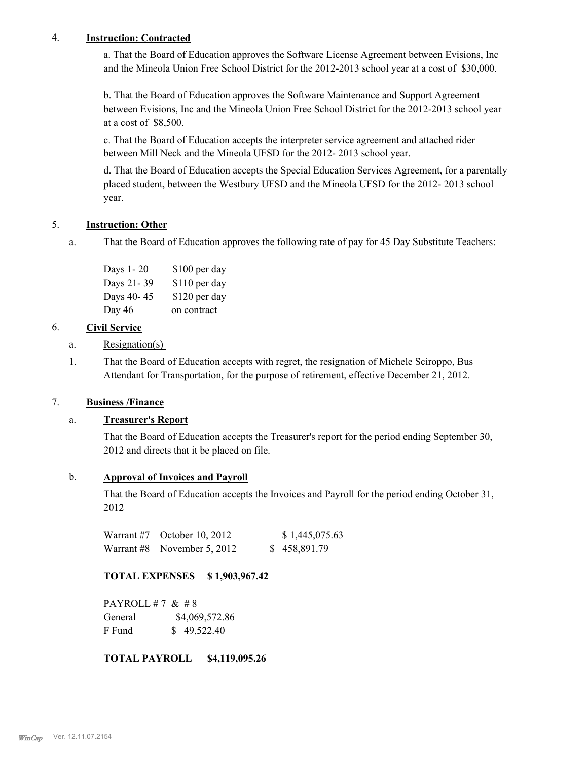4. **Instruction: Contracted**

a. That the Board of Education approves the Software License Agreement between Evisions, Inc and the Mineola Union Free School District for the 2012-2013 school year at a cost of $30,000.

b. That the Board of Education approves the Software Maintenance and Support Agreement between Evisions, Inc and the Mineola Union Free School District for the 2012-2013 school year at a cost of $8,500.

c. That the Board of Education accepts the interpreter service agreement and attached rider between Mill Neck and the Mineola UFSD for the 2012- 2013 school year.

d. That the Board of Education accepts the Special Education Services Agreement, for a parentally placed student, between the Westbury UFSD and the Mineola UFSD for the 2012- 2013 school year.

5. **Instruction: Other**

a. That the Board of Education approves the following rate of pay for 45 Day Substitute Teachers:

| | |
|---|---|
| Days 1- 20 | $100 per day |
| Days 21- 39 | $110 per day |
| Days 40- 45 | $120 per day |
| Day 46 | on contract |

6. **Civil Service**

a. Resignation(s)

1. That the Board of Education accepts with regret, the resignation of Michele Sciroppo, Bus Attendant for Transportation, for the purpose of retirement, effective December 21, 2012.

7. **Business /Finance**

a. **Treasurer's Report**

That the Board of Education accepts the Treasurer's report for the period ending September 30, 2012 and directs that it be placed on file.

b. **Approval of Invoices and Payroll**

That the Board of Education accepts the Invoices and Payroll for the period ending October 31, 2012

| | | |
|---|---|---|
| Warrant #7 | October 10, 2012 | $ 1,445,075.63 |
| Warrant #8 | November 5, 2012 | $ 458,891.79 |

**TOTAL EXPENSES $ 1,903,967.42**

PAYROLL # 7 & # 8

| | |
|---|---|
| General | $4,069,572.86 |
| F Fund | $ 49,522.40 |

**TOTAL PAYROLL $4,119,095.26**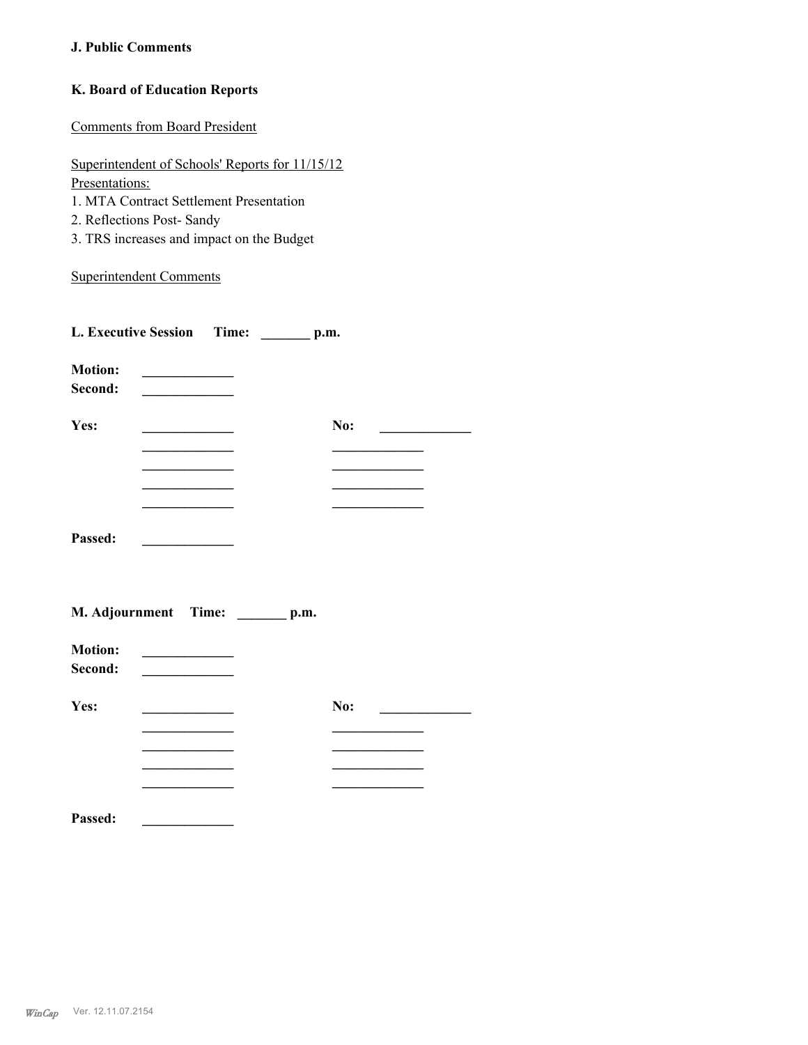**J. Public Comments**

**K. Board of Education Reports**

Comments from Board President

Superintendent of Schools' Reports for 11/15/12

Presentations:

1. MTA Contract Settlement Presentation
2. Reflections Post- Sandy
3. TRS increases and impact on the Budget

Superintendent Comments

**L. Executive Session Time: _______ p.m.**

**Motion:** _____________

**Second:** _____________

| | | | |
|---|---|---|---|
| **Yes:** | _____________ | **No:** | _____________ |
| | _____________ | | _____________ |
| | _____________ | | _____________ |
| | _____________ | | _____________ |
| | _____________ | | _____________ |

**Passed:** _____________

**M. Adjournment Time: _______ p.m.**

**Motion:** _____________

**Second:** _____________

| | | | |
|---|---|---|---|
| **Yes:** | _____________ | **No:** | _____________ |
| | _____________ | | _____________ |
| | _____________ | | _____________ |
| | _____________ | | _____________ |
| | _____________ | | _____________ |

**Passed:** _____________